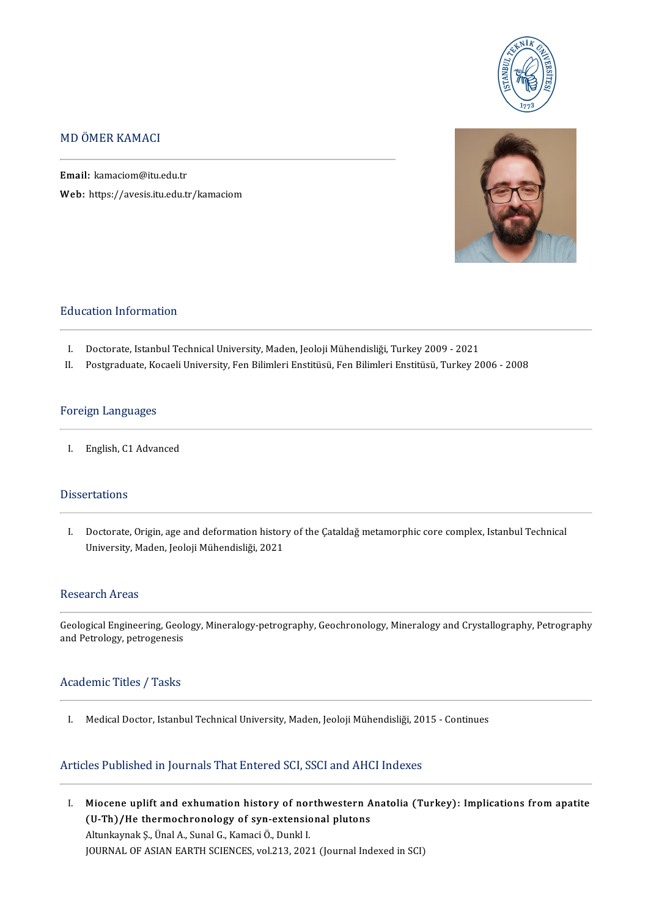# MD ÖMER KAMACI

**Email:** kamaciom@itu.edu.tr
**Web:** https://avesis.itu.edu.tr/kamaciom

## Education Information

I. Doctorate, Istanbul Technical University, Maden, Jeoloji Mühendisliği, Turkey 2009 - 2021
II. Postgraduate, Kocaeli University, Fen Bilimleri Enstitüsü, Fen Bilimleri Enstitüsü, Turkey 2006 - 2008

## Foreign Languages

I. English, C1 Advanced

## Dissertations

I. Doctorate, Origin, age and deformation history of the Çataldağ metamorphic core complex, Istanbul Technical University, Maden, Jeoloji Mühendisliği, 2021

## Research Areas

Geological Engineering, Geology, Mineralogy-petrography, Geochronology, Mineralogy and Crystallography, Petrography and Petrology, petrogenesis

## Academic Titles / Tasks

I. Medical Doctor, Istanbul Technical University, Maden, Jeoloji Mühendisliği, 2015 - Continues

## Articles Published in Journals That Entered SCI, SSCI and AHCI Indexes

I. **Miocene uplift and exhumation history of northwestern Anatolia (Turkey): Implications from apatite (U-Th)/He thermochronology of syn-extensional plutons**
Altunkaynak Ş., Ünal A., Sunal G., Kamaci Ö., Dunkl I.
JOURNAL OF ASIAN EARTH SCIENCES, vol.213, 2021 (Journal Indexed in SCI)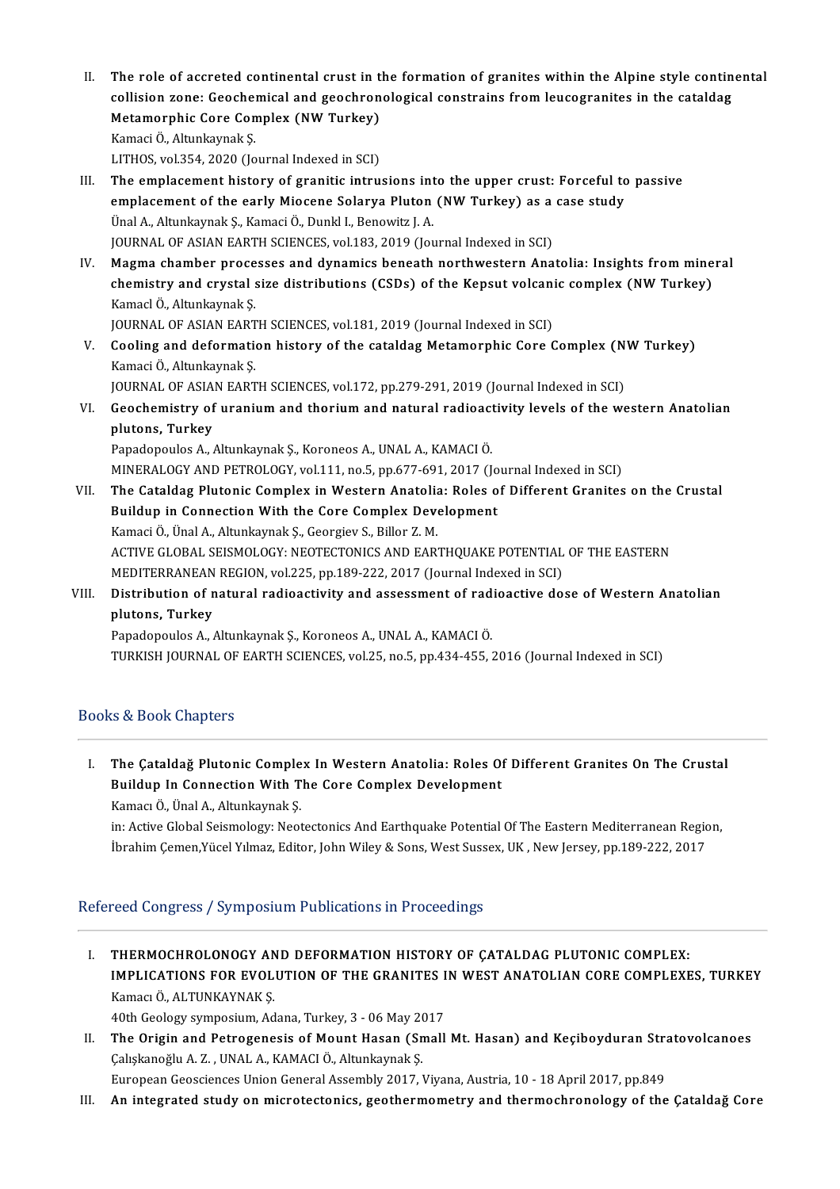II. **The role of accreted continental crust in the formation of granites within the Alpine style continental collision zone: Geochemical and geochronological constrains from leucogranites in the cataldag Metamorphic Core Complex (NW Turkey)**
Kamaci Ö., Altunkaynak Ş.
LITHOS, vol.354, 2020 (Journal Indexed in SCI)

III. **The emplacement history of granitic intrusions into the upper crust: Forceful to passive emplacement of the early Miocene Solarya Pluton (NW Turkey) as a case study**
Ünal A., Altunkaynak Ş., Kamaci Ö., Dunkl I., Benowitz J. A.
JOURNAL OF ASIAN EARTH SCIENCES, vol.183, 2019 (Journal Indexed in SCI)

IV. **Magma chamber processes and dynamics beneath northwestern Anatolia: Insights from mineral chemistry and crystal size distributions (CSDs) of the Kepsut volcanic complex (NW Turkey)**
Kamacl Ö., Altunkaynak Ş.
JOURNAL OF ASIAN EARTH SCIENCES, vol.181, 2019 (Journal Indexed in SCI)

V. **Cooling and deformation history of the cataldag Metamorphic Core Complex (NW Turkey)**
Kamaci Ö., Altunkaynak Ş.
JOURNAL OF ASIAN EARTH SCIENCES, vol.172, pp.279-291, 2019 (Journal Indexed in SCI)

VI. **Geochemistry of uranium and thorium and natural radioactivity levels of the western Anatolian plutons, Turkey**
Papadopoulos A., Altunkaynak Ş., Koroneos A., UNAL A., KAMACI Ö.
MINERALOGY AND PETROLOGY, vol.111, no.5, pp.677-691, 2017 (Journal Indexed in SCI)

VII. **The Cataldag Plutonic Complex in Western Anatolia: Roles of Different Granites on the Crustal Buildup in Connection With the Core Complex Development**
Kamaci Ö., Ünal A., Altunkaynak Ş., Georgiev S., Billor Z. M.
ACTIVE GLOBAL SEISMOLOGY: NEOTECTONICS AND EARTHQUAKE POTENTIAL OF THE EASTERN MEDITERRANEAN REGION, vol.225, pp.189-222, 2017 (Journal Indexed in SCI)

VIII. **Distribution of natural radioactivity and assessment of radioactive dose of Western Anatolian plutons, Turkey**
Papadopoulos A., Altunkaynak Ş., Koroneos A., UNAL A., KAMACI Ö.
TURKISH JOURNAL OF EARTH SCIENCES, vol.25, no.5, pp.434-455, 2016 (Journal Indexed in SCI)

## Books & Book Chapters

I. **The Çataldağ Plutonic Complex In Western Anatolia: Roles Of Different Granites On The Crustal Buildup In Connection With The Core Complex Development**
Kamacı Ö., Ünal A., Altunkaynak Ş.
in: Active Global Seismology: Neotectonics And Earthquake Potential Of The Eastern Mediterranean Region, İbrahim Çemen,Yücel Yılmaz, Editor, John Wiley & Sons, West Sussex, UK , New Jersey, pp.189-222, 2017

## Refereed Congress / Symposium Publications in Proceedings

I. **THERMOCHROLONOGY AND DEFORMATION HISTORY OF ÇATALDAG PLUTONIC COMPLEX: IMPLICATIONS FOR EVOLUTION OF THE GRANITES IN WEST ANATOLIAN CORE COMPLEXES, TURKEY**
Kamacı Ö., ALTUNKAYNAK Ş.
40th Geology symposium, Adana, Turkey, 3 - 06 May 2017

II. **The Origin and Petrogenesis of Mount Hasan (Small Mt. Hasan) and Keçiboyduran Stratovolcanoes**
Çalışkanoğlu A. Z. , UNAL A., KAMACI Ö., Altunkaynak Ş.
European Geosciences Union General Assembly 2017, Viyana, Austria, 10 - 18 April 2017, pp.849

III. **An integrated study on microtectonics, geothermometry and thermochronology of the Çataldağ Core**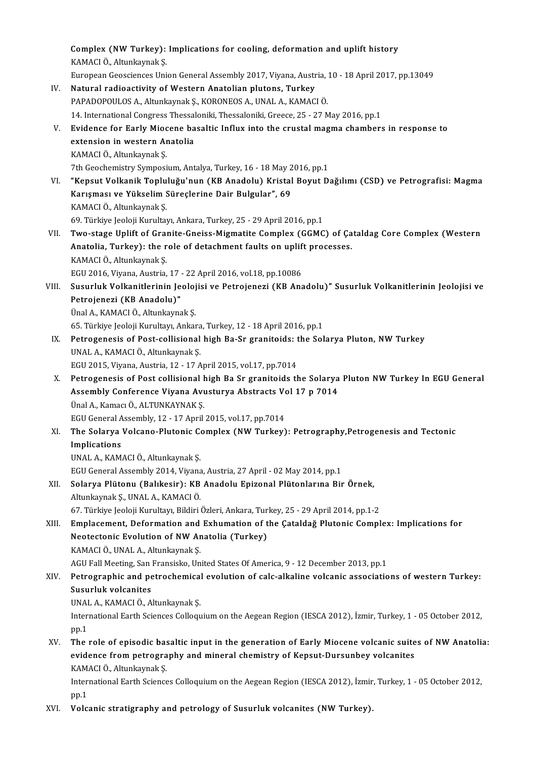Complex (NW Turkey): Implications for cooling, deformation and uplift history
KAMACI Ö., Altunkaynak Ş.
European Geosciences Union General Assembly 2017, Viyana, Austria, 10 - 18 April 2017, pp.13049

IV. **Natural radioactivity of Western Anatolian plutons, Turkey**
PAPADOPOULOS A., Altunkaynak Ş., KORONEOS A., UNAL A., KAMACI Ö.
14. International Congress Thessaloniki, Thessaloniki, Greece, 25 - 27 May 2016, pp.1

V. **Evidence for Early Miocene basaltic Influx into the crustal magma chambers in response to extension in western Anatolia**
KAMACI Ö., Altunkaynak Ş.
7th Geochemistry Symposium, Antalya, Turkey, 16 - 18 May 2016, pp.1

VI. **"Kepsut Volkanik Topluluğu'nun (KB Anadolu) Kristal Boyut Dağılımı (CSD) ve Petrografisi: Magma Karışması ve Yükselim Süreçlerine Dair Bulgular", 69**
KAMACI Ö., Altunkaynak Ş.
69. Türkiye Jeoloji Kurultayı, Ankara, Turkey, 25 - 29 April 2016, pp.1

VII. **Two-stage Uplift of Granite-Gneiss-Migmatite Complex (GGMC) of Çataldag Core Complex (Western Anatolia, Turkey): the role of detachment faults on uplift processes.**
KAMACI Ö., Altunkaynak Ş.
EGU 2016, Viyana, Austria, 17 - 22 April 2016, vol.18, pp.10086

VIII. **Susurluk Volkanitlerinin Jeolojisi ve Petrojenezi (KB Anadolu)" Susurluk Volkanitlerinin Jeolojisi ve Petrojenezi (KB Anadolu)"**
Ünal A., KAMACI Ö., Altunkaynak Ş.
65. Türkiye Jeoloji Kurultayı, Ankara, Turkey, 12 - 18 April 2016, pp.1

IX. **Petrogenesis of Post-collisional high Ba-Sr granitoids: the Solarya Pluton, NW Turkey**
UNAL A., KAMACI Ö., Altunkaynak Ş.
EGU 2015, Viyana, Austria, 12 - 17 April 2015, vol.17, pp.7014

X. **Petrogenesis of Post collisional high Ba Sr granitoids the Solarya Pluton NW Turkey In EGU General Assembly Conference Viyana Avusturya Abstracts Vol 17 p 7014**
Ünal A., Kamacı Ö., ALTUNKAYNAK Ş.
EGU General Assembly, 12 - 17 April 2015, vol.17, pp.7014

XI. **The Solarya Volcano-Plutonic Complex (NW Turkey): Petrography,Petrogenesis and Tectonic Implications**
UNAL A., KAMACI Ö., Altunkaynak Ş.
EGU General Assembly 2014, Viyana, Austria, 27 April - 02 May 2014, pp.1

XII. **Solarya Plütonu (Balıkesir): KB Anadolu Epizonal Plütonlarına Bir Örnek,**
Altunkaynak Ş., UNAL A., KAMACI Ö.
67. Türkiye Jeoloji Kurultayı, Bildiri Özleri, Ankara, Turkey, 25 - 29 April 2014, pp.1-2

XIII. **Emplacement, Deformation and Exhumation of the Çataldağ Plutonic Complex: Implications for Neotectonic Evolution of NW Anatolia (Turkey)**
KAMACI Ö., UNAL A., Altunkaynak Ş.
AGU Fall Meeting, San Fransisko, United States Of America, 9 - 12 December 2013, pp.1

XIV. **Petrographic and petrochemical evolution of calc-alkaline volcanic associations of western Turkey: Susurluk volcanites**
UNAL A., KAMACI Ö., Altunkaynak Ş.
International Earth Sciences Colloquium on the Aegean Region (IESCA 2012), İzmir, Turkey, 1 - 05 October 2012, pp.1

XV. **The role of episodic basaltic input in the generation of Early Miocene volcanic suites of NW Anatolia: evidence from petrography and mineral chemistry of Kepsut-Dursunbey volcanites**
KAMACI Ö., Altunkaynak Ş.
International Earth Sciences Colloquium on the Aegean Region (IESCA 2012), İzmir, Turkey, 1 - 05 October 2012, pp.1

XVI. **Volcanic stratigraphy and petrology of Susurluk volcanites (NW Turkey).**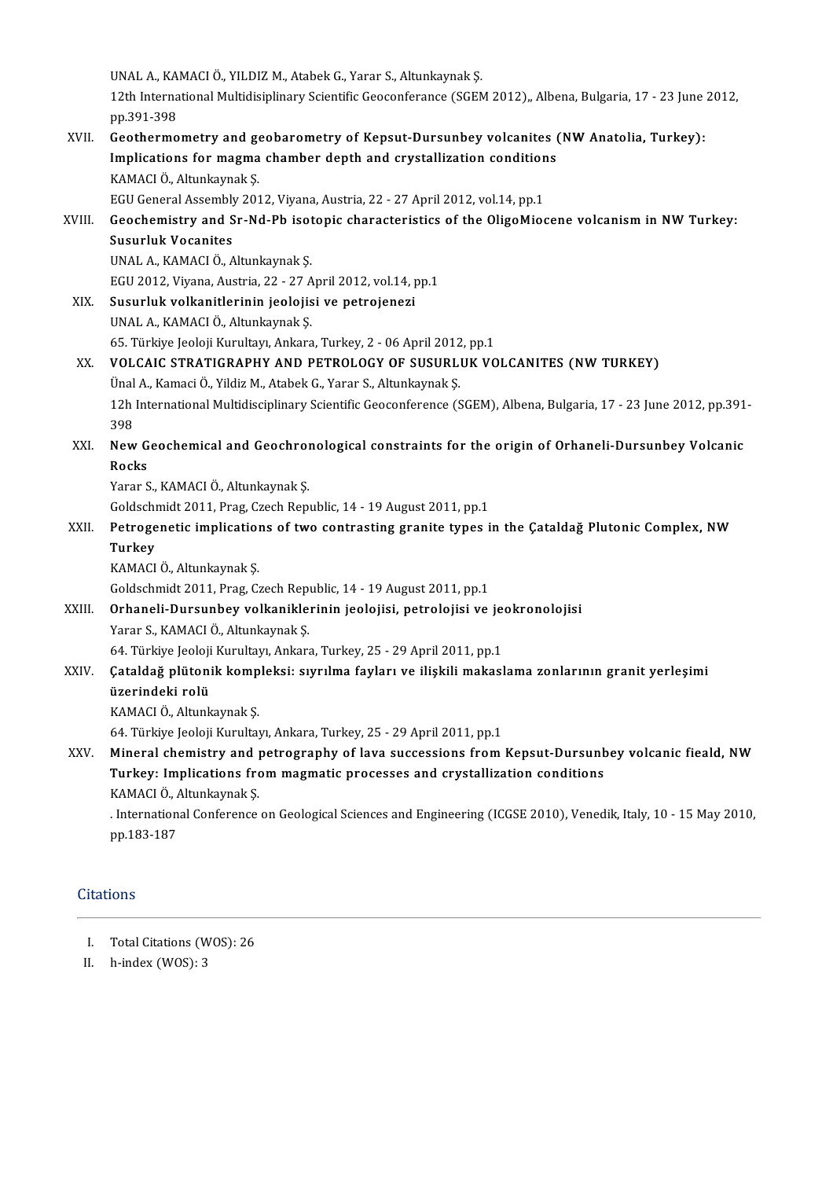UNAL A., KAMACI Ö., YILDIZ M., Atabek G., Yarar S., Altunkaynak Ş.
12th International Multidisiplinary Scientific Geoconferance (SGEM 2012),, Albena, Bulgaria, 17 - 23 June 2012, pp.391-398

XVII. **Geothermometry and geobarometry of Kepsut-Dursunbey volcanites (NW Anatolia, Turkey): Implications for magma chamber depth and crystallization conditions**
KAMACI Ö., Altunkaynak Ş.
EGU General Assembly 2012, Viyana, Austria, 22 - 27 April 2012, vol.14, pp.1

XVIII. **Geochemistry and Sr-Nd-Pb isotopic characteristics of the OligoMiocene volcanism in NW Turkey: Susurluk Vocanites**
UNAL A., KAMACI Ö., Altunkaynak Ş.
EGU 2012, Viyana, Austria, 22 - 27 April 2012, vol.14, pp.1

XIX. **Susurluk volkanitlerinin jeolojisi ve petrojenezi**
UNAL A., KAMACI Ö., Altunkaynak Ş.
65. Türkiye Jeoloji Kurultayı, Ankara, Turkey, 2 - 06 April 2012, pp.1

XX. **VOLCAIC STRATIGRAPHY AND PETROLOGY OF SUSURLUK VOLCANITES (NW TURKEY)**
Ünal A., Kamaci Ö., Yildiz M., Atabek G., Yarar S., Altunkaynak Ş.
12h International Multidisciplinary Scientific Geoconference (SGEM), Albena, Bulgaria, 17 - 23 June 2012, pp.391-398

XXI. **New Geochemical and Geochronological constraints for the origin of Orhaneli-Dursunbey Volcanic Rocks**
Yarar S., KAMACI Ö., Altunkaynak Ş.
Goldschmidt 2011, Prag, Czech Republic, 14 - 19 August 2011, pp.1

XXII. **Petrogenetic implications of two contrasting granite types in the Çataldağ Plutonic Complex, NW Turkey**
KAMACI Ö., Altunkaynak Ş.
Goldschmidt 2011, Prag, Czech Republic, 14 - 19 August 2011, pp.1

XXIII. **Orhaneli-Dursunbey volkaniklerinin jeolojisi, petrolojisi ve jeokronolojisi**
Yarar S., KAMACI Ö., Altunkaynak Ş.
64. Türkiye Jeoloji Kurultayı, Ankara, Turkey, 25 - 29 April 2011, pp.1

XXIV. **Çataldağ plütonik kompleksi: sıyrılma fayları ve ilişkili makaslama zonlarının granit yerleşimi üzerindeki rolü**
KAMACI Ö., Altunkaynak Ş.
64. Türkiye Jeoloji Kurultayı, Ankara, Turkey, 25 - 29 April 2011, pp.1

XXV. **Mineral chemistry and petrography of lava successions from Kepsut-Dursunbey volcanic fieald, NW Turkey: Implications from magmatic processes and crystallization conditions**
KAMACI Ö., Altunkaynak Ş.
. International Conference on Geological Sciences and Engineering (ICGSE 2010), Venedik, Italy, 10 - 15 May 2010, pp.183-187

## Citations

I. Total Citations (WOS): 26
II. h-index (WOS): 3